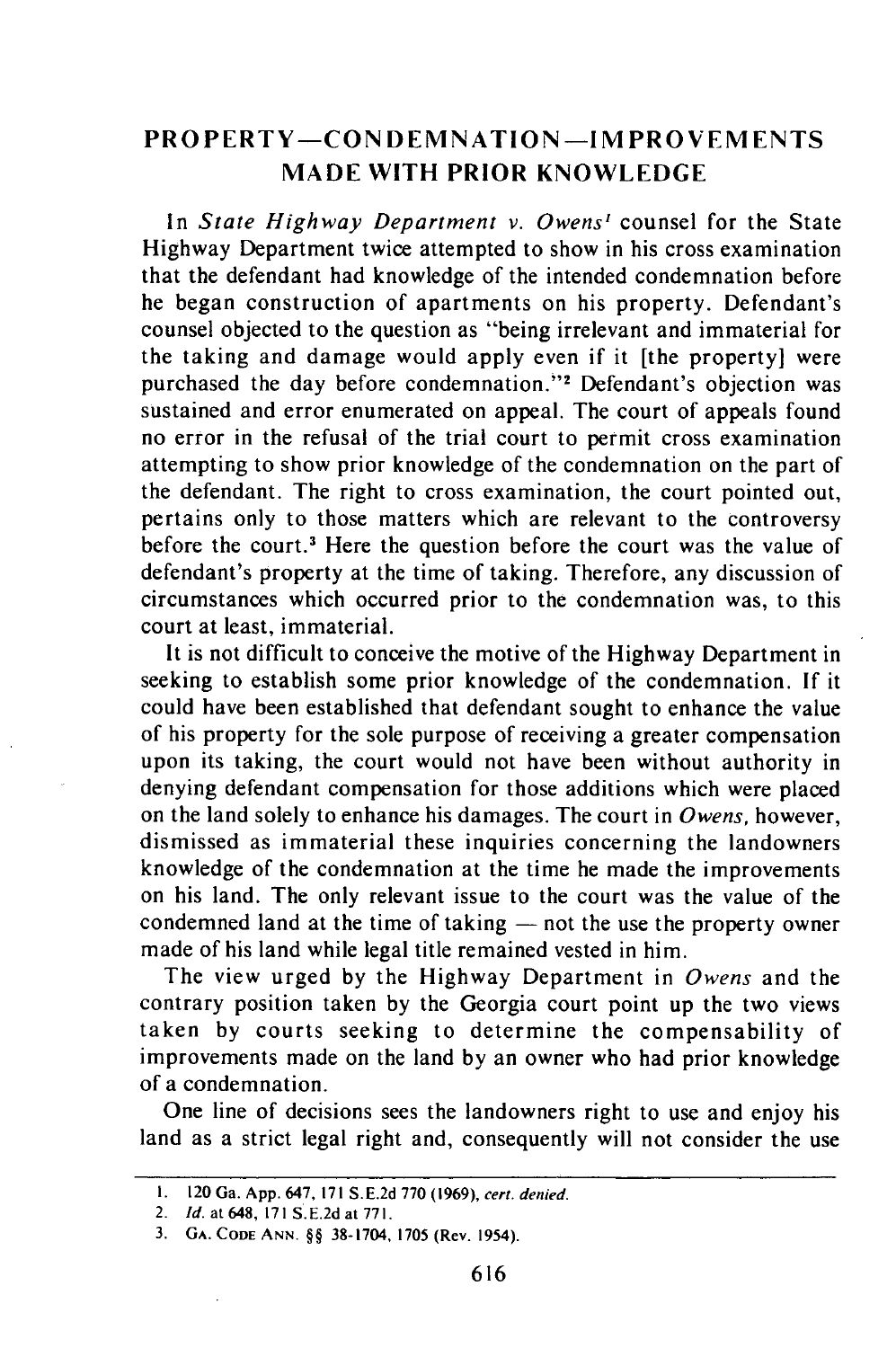## PROPERTY—CONDEMNATION—IMPROVEMENTS MADE WITH PRIOR KNOWLEDGE

In *State Highway Department v. Owens*[1] counsel for the State Highway Department twice attempted to show in his cross examination that the defendant had knowledge of the intended condemnation before he began construction of apartments on his property. Defendant's counsel objected to the question as "being irrelevant and immaterial for the taking and damage would apply even if it [the property] were purchased the day before condemnation."[2] Defendant's objection was sustained and error enumerated on appeal. The court of appeals found no error in the refusal of the trial court to permit cross examination attempting to show prior knowledge of the condemnation on the part of the defendant. The right to cross examination, the court pointed out, pertains only to those matters which are relevant to the controversy before the court.[3] Here the question before the court was the value of defendant's property at the time of taking. Therefore, any discussion of circumstances which occurred prior to the condemnation was, to this court at least, immaterial.

It is not difficult to conceive the motive of the Highway Department in seeking to establish some prior knowledge of the condemnation. If it could have been established that defendant sought to enhance the value of his property for the sole purpose of receiving a greater compensation upon its taking, the court would not have been without authority in denying defendant compensation for those additions which were placed on the land solely to enhance his damages. The court in *Owens*, however, dismissed as immaterial these inquiries concerning the landowners knowledge of the condemnation at the time he made the improvements on his land. The only relevant issue to the court was the value of the condemned land at the time of taking — not the use the property owner made of his land while legal title remained vested in him.

The view urged by the Highway Department in *Owens* and the contrary position taken by the Georgia court point up the two views taken by courts seeking to determine the compensability of improvements made on the land by an owner who had prior knowledge of a condemnation.

One line of decisions sees the landowners right to use and enjoy his land as a strict legal right and, consequently will not consider the use

---

1. 120 Ga. App. 647, 171 S.E.2d 770 (1969), *cert. denied*.
2. *Id.* at 648, 171 S.E.2d at 771.
3. GA. CODE ANN. §§ 38-1704, 1705 (Rev. 1954).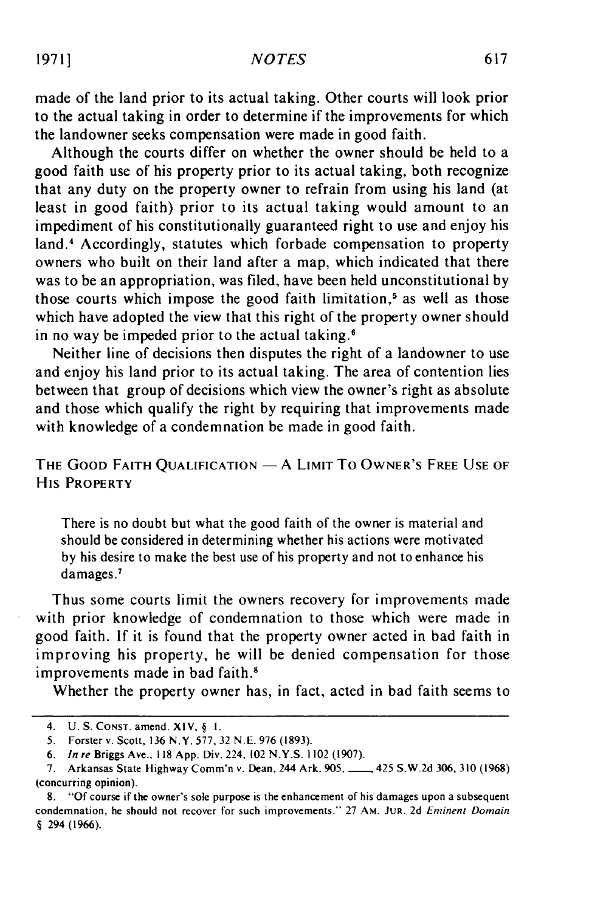made of the land prior to its actual taking. Other courts will look prior to the actual taking in order to determine if the improvements for which the landowner seeks compensation were made in good faith.

Although the courts differ on whether the owner should be held to a good faith use of his property prior to its actual taking, both recognize that any duty on the property owner to refrain from using his land (at least in good faith) prior to its actual taking would amount to an impediment of his constitutionally guaranteed right to use and enjoy his land.[4] Accordingly, statutes which forbade compensation to property owners who built on their land after a map, which indicated that there was to be an appropriation, was filed, have been held unconstitutional by those courts which impose the good faith limitation,[5] as well as those which have adopted the view that this right of the property owner should in no way be impeded prior to the actual taking.[6]

Neither line of decisions then disputes the right of a landowner to use and enjoy his land prior to its actual taking. The area of contention lies between that group of decisions which view the owner's right as absolute and those which qualify the right by requiring that improvements made with knowledge of a condemnation be made in good faith.

## THE GOOD FAITH QUALIFICATION — A LIMIT TO OWNER'S FREE USE OF HIS PROPERTY

> There is no doubt but what the good faith of the owner is material and should be considered in determining whether his actions were motivated by his desire to make the best use of his property and not to enhance his damages.[7]

Thus some courts limit the owners recovery for improvements made with prior knowledge of condemnation to those which were made in good faith. If it is found that the property owner acted in bad faith in improving his property, he will be denied compensation for those improvements made in bad faith.[8]

Whether the property owner has, in fact, acted in bad faith seems to

---

4. U. S. CONST. amend. XIV, § 1.

5. Forster v. Scott, 136 N.Y. 577, 32 N.E. 976 (1893).

6. *In re* Briggs Ave., 118 App. Div. 224, 102 N.Y.S. 1102 (1907).

7. Arkansas State Highway Comm'n v. Dean, 244 Ark. 905, ___, 425 S.W.2d 306, 310 (1968) (concurring opinion).

8. "Of course if the owner's sole purpose is the enhancement of his damages upon a subsequent condemnation, he should not recover for such improvements." 27 AM. JUR. 2d *Eminent Domain* § 294 (1966).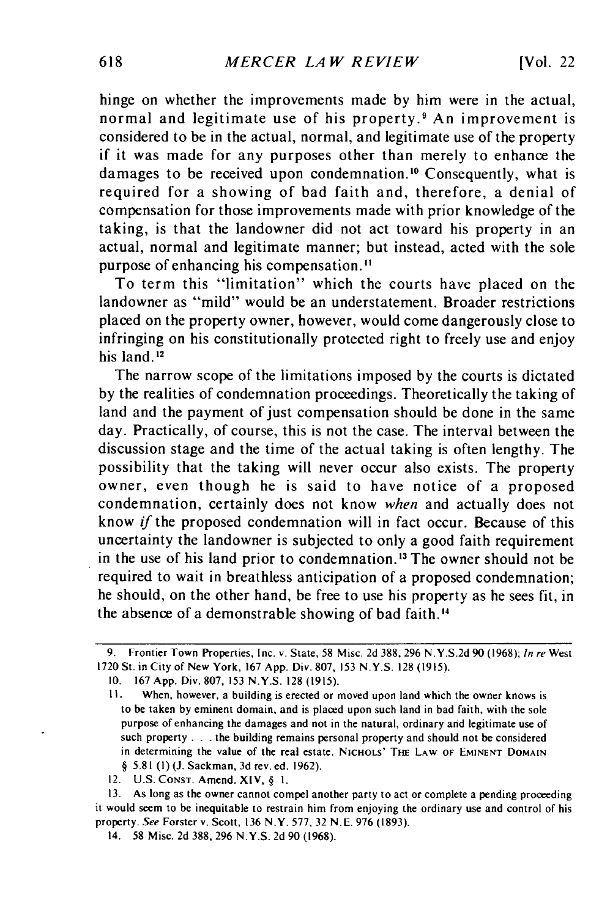hinge on whether the improvements made by him were in the actual, normal and legitimate use of his property.[9] An improvement is considered to be in the actual, normal, and legitimate use of the property if it was made for any purposes other than merely to enhance the damages to be received upon condemnation.[10] Consequently, what is required for a showing of bad faith and, therefore, a denial of compensation for those improvements made with prior knowledge of the taking, is that the landowner did not act toward his property in an actual, normal and legitimate manner; but instead, acted with the sole purpose of enhancing his compensation.[11]

To term this "limitation" which the courts have placed on the landowner as "mild" would be an understatement. Broader restrictions placed on the property owner, however, would come dangerously close to infringing on his constitutionally protected right to freely use and enjoy his land.[12]

The narrow scope of the limitations imposed by the courts is dictated by the realities of condemnation proceedings. Theoretically the taking of land and the payment of just compensation should be done in the same day. Practically, of course, this is not the case. The interval between the discussion stage and the time of the actual taking is often lengthy. The possibility that the taking will never occur also exists. The property owner, even though he is said to have notice of a proposed condemnation, certainly does not know *when* and actually does not know *if* the proposed condemnation will in fact occur. Because of this uncertainty the landowner is subjected to only a good faith requirement in the use of his land prior to condemnation.[13] The owner should not be required to wait in breathless anticipation of a proposed condemnation; he should, on the other hand, be free to use his property as he sees fit, in the absence of a demonstrable showing of bad faith.[14]

---

9. Frontier Town Properties, Inc. v. State, 58 Misc. 2d 388, 296 N.Y.S.2d 90 (1968); *In re* West 1720 St. in City of New York, 167 App. Div. 807, 153 N.Y.S. 128 (1915).

10. 167 App. Div. 807, 153 N.Y.S. 128 (1915).

11. When, however, a building is erected or moved upon land which the owner knows is to be taken by eminent domain, and is placed upon such land in bad faith, with the sole purpose of enhancing the damages and not in the natural, ordinary and legitimate use of such property . . . the building remains personal property and should not be considered in determining the value of the real estate. NICHOLS' THE LAW OF EMINENT DOMAIN § 5.81 (1) (J. Sackman, 3d rev. ed. 1962).

12. U.S. CONST. Amend. XIV, § 1.

13. As long as the owner cannot compel another party to act or complete a pending proceeding it would seem to be inequitable to restrain him from enjoying the ordinary use and control of his property. *See* Forster v. Scott, 136 N.Y. 577, 32 N.E. 976 (1893).

14. 58 Misc. 2d 388, 296 N.Y.S. 2d 90 (1968).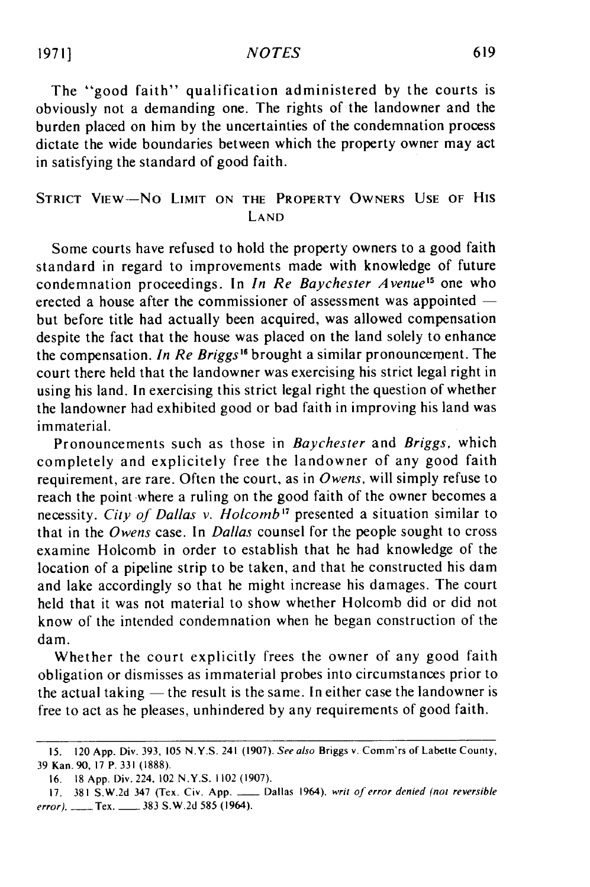The "good faith" qualification administered by the courts is obviously not a demanding one. The rights of the landowner and the burden placed on him by the uncertainties of the condemnation process dictate the wide boundaries between which the property owner may act in satisfying the standard of good faith.

## STRICT VIEW—NO LIMIT ON THE PROPERTY OWNERS USE OF HIS LAND

Some courts have refused to hold the property owners to a good faith standard in regard to improvements made with knowledge of future condemnation proceedings. In *In Re Baychester Avenue*[15] one who erected a house after the commissioner of assessment was appointed — but before title had actually been acquired, was allowed compensation despite the fact that the house was placed on the land solely to enhance the compensation. *In Re Briggs*[16] brought a similar pronouncement. The court there held that the landowner was exercising his strict legal right in using his land. In exercising this strict legal right the question of whether the landowner had exhibited good or bad faith in improving his land was immaterial.

Pronouncements such as those in *Baychester* and *Briggs*, which completely and explicitely free the landowner of any good faith requirement, are rare. Often the court, as in *Owens*, will simply refuse to reach the point where a ruling on the good faith of the owner becomes a necessity. *City of Dallas v. Holcomb*[17] presented a situation similar to that in the *Owens* case. In *Dallas* counsel for the people sought to cross examine Holcomb in order to establish that he had knowledge of the location of a pipeline strip to be taken, and that he constructed his dam and lake accordingly so that he might increase his damages. The court held that it was not material to show whether Holcomb did or did not know of the intended condemnation when he began construction of the dam.

Whether the court explicitly frees the owner of any good faith obligation or dismisses as immaterial probes into circumstances prior to the actual taking — the result is the same. In either case the landowner is free to act as he pleases, unhindered by any requirements of good faith.

---

15. 120 App. Div. 393, 105 N.Y.S. 241 (1907). *See also* Briggs v. Comm'rs of Labette County, 39 Kan. 90, 17 P. 331 (1888).

16. 18 App. Div. 224, 102 N.Y.S. 1102 (1907).

17. 381 S.W.2d 347 (Tex. Civ. App. ___ Dallas 1964), *writ of error denied (not reversible error)*, ___ Tex. ___ 383 S.W.2d 585 (1964).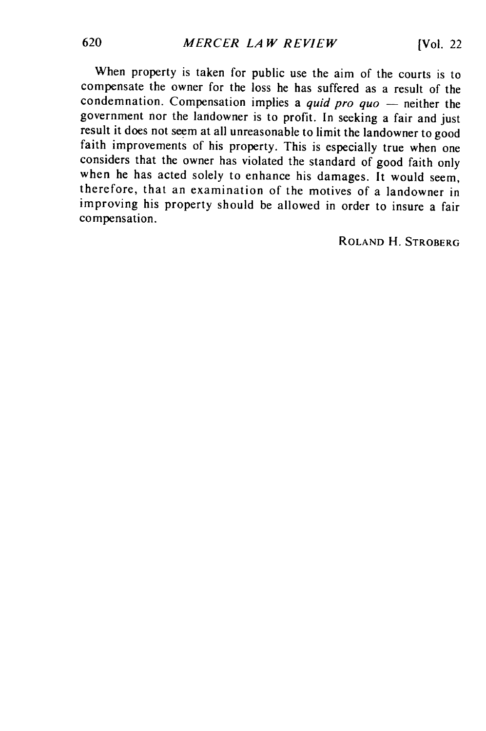When property is taken for public use the aim of the courts is to compensate the owner for the loss he has suffered as a result of the condemnation. Compensation implies a *quid pro quo* — neither the government nor the landowner is to profit. In seeking a fair and just result it does not seem at all unreasonable to limit the landowner to good faith improvements of his property. This is especially true when one considers that the owner has violated the standard of good faith only when he has acted solely to enhance his damages. It would seem, therefore, that an examination of the motives of a landowner in improving his property should be allowed in order to insure a fair compensation.

ROLAND H. STROBERG